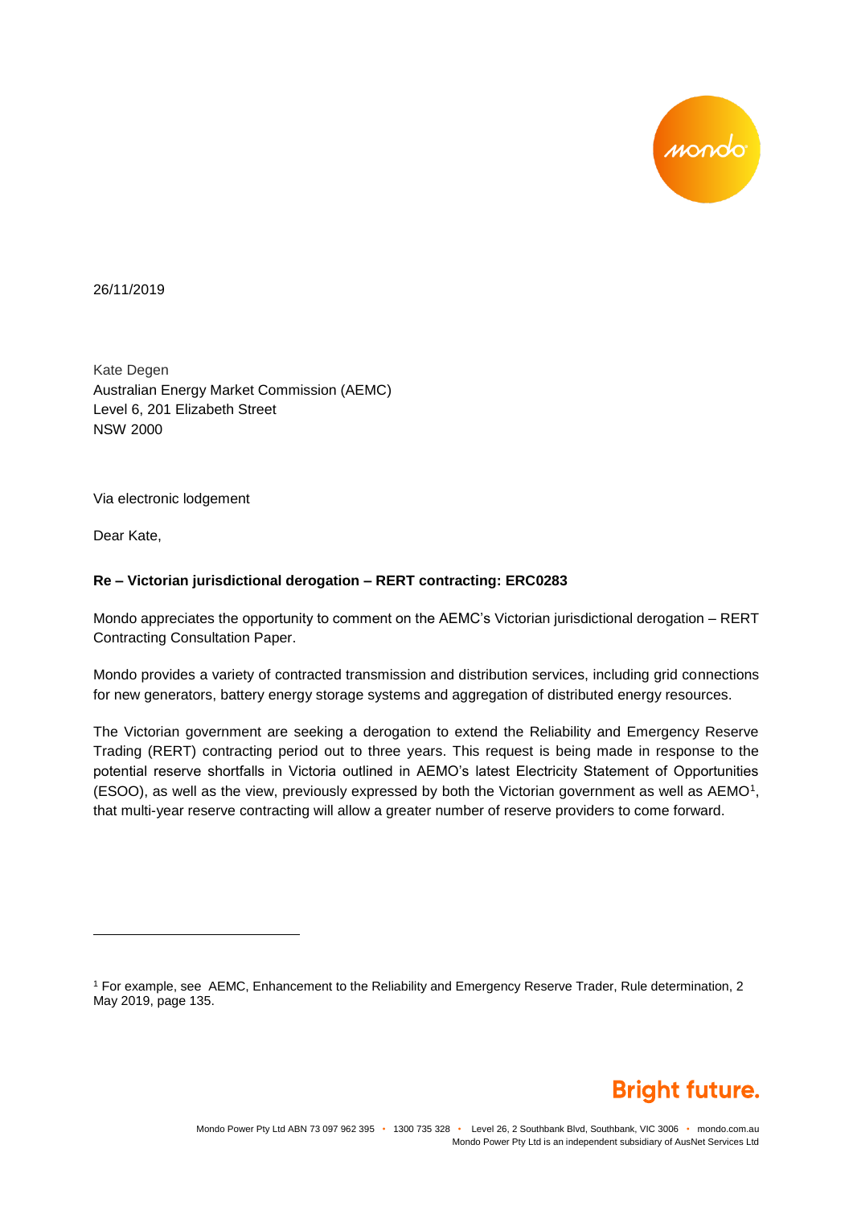26/11/2019

Kate Degen
Australian Energy Market Commission (AEMC)
Level 6, 201 Elizabeth Street
NSW 2000

Via electronic lodgement

Dear Kate,

**Re – Victorian jurisdictional derogation – RERT contracting: ERC0283**

Mondo appreciates the opportunity to comment on the AEMC's Victorian jurisdictional derogation – RERT Contracting Consultation Paper.

Mondo provides a variety of contracted transmission and distribution services, including grid connections for new generators, battery energy storage systems and aggregation of distributed energy resources.

The Victorian government are seeking a derogation to extend the Reliability and Emergency Reserve Trading (RERT) contracting period out to three years. This request is being made in response to the potential reserve shortfalls in Victoria outlined in AEMO's latest Electricity Statement of Opportunities (ESOO), as well as the view, previously expressed by both the Victorian government as well as AEMO[1], that multi-year reserve contracting will allow a greater number of reserve providers to come forward.

---

[1] For example, see AEMC, Enhancement to the Reliability and Emergency Reserve Trader, Rule determination, 2 May 2019, page 135.

Bright future.

Mondo Power Pty Ltd ABN 73 097 962 395 • 1300 735 328 • Level 26, 2 Southbank Blvd, Southbank, VIC 3006 • mondo.com.au
Mondo Power Pty Ltd is an independent subsidiary of AusNet Services Ltd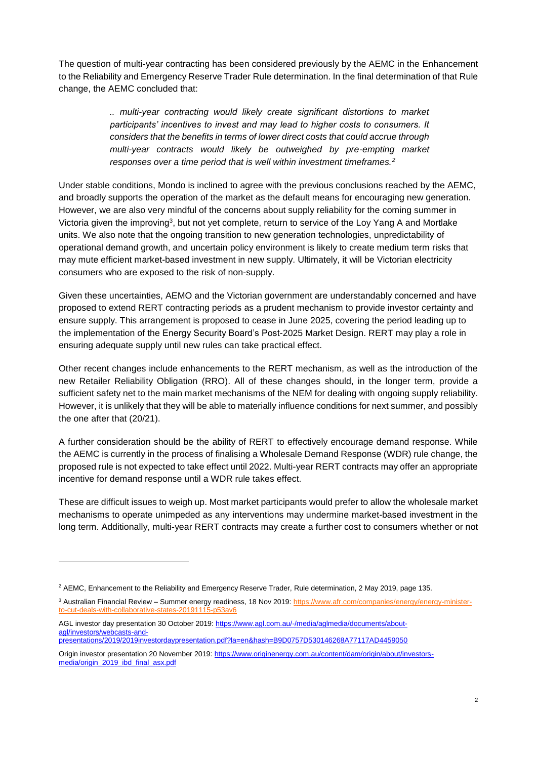The question of multi-year contracting has been considered previously by the AEMC in the Enhancement to the Reliability and Emergency Reserve Trader Rule determination. In the final determination of that Rule change, the AEMC concluded that:

> *.. multi-year contracting would likely create significant distortions to market participants' incentives to invest and may lead to higher costs to consumers. It considers that the benefits in terms of lower direct costs that could accrue through multi-year contracts would likely be outweighed by pre-empting market responses over a time period that is well within investment timeframes.*[2]

Under stable conditions, Mondo is inclined to agree with the previous conclusions reached by the AEMC, and broadly supports the operation of the market as the default means for encouraging new generation. However, we are also very mindful of the concerns about supply reliability for the coming summer in Victoria given the improving[3], but not yet complete, return to service of the Loy Yang A and Mortlake units. We also note that the ongoing transition to new generation technologies, unpredictability of operational demand growth, and uncertain policy environment is likely to create medium term risks that may mute efficient market-based investment in new supply. Ultimately, it will be Victorian electricity consumers who are exposed to the risk of non-supply.

Given these uncertainties, AEMO and the Victorian government are understandably concerned and have proposed to extend RERT contracting periods as a prudent mechanism to provide investor certainty and ensure supply. This arrangement is proposed to cease in June 2025, covering the period leading up to the implementation of the Energy Security Board's Post-2025 Market Design. RERT may play a role in ensuring adequate supply until new rules can take practical effect.

Other recent changes include enhancements to the RERT mechanism, as well as the introduction of the new Retailer Reliability Obligation (RRO). All of these changes should, in the longer term, provide a sufficient safety net to the main market mechanisms of the NEM for dealing with ongoing supply reliability. However, it is unlikely that they will be able to materially influence conditions for next summer, and possibly the one after that (20/21).

A further consideration should be the ability of RERT to effectively encourage demand response. While the AEMC is currently in the process of finalising a Wholesale Demand Response (WDR) rule change, the proposed rule is not expected to take effect until 2022. Multi-year RERT contracts may offer an appropriate incentive for demand response until a WDR rule takes effect.

These are difficult issues to weigh up. Most market participants would prefer to allow the wholesale market mechanisms to operate unimpeded as any interventions may undermine market-based investment in the long term. Additionally, multi-year RERT contracts may create a further cost to consumers whether or not

---

[2] AEMC, Enhancement to the Reliability and Emergency Reserve Trader, Rule determination, 2 May 2019, page 135.

[3] Australian Financial Review – Summer energy readiness, 18 Nov 2019: https://www.afr.com/companies/energy/energy-minister-to-cut-deals-with-collaborative-states-20191115-p53av6

AGL investor day presentation 30 October 2019: https://www.agl.com.au/-/media/aglmedia/documents/about-agl/investors/webcasts-and-presentations/2019/2019investordaypresentation.pdf?la=en&hash=B9D0757D530146268A77117AD4459050

Origin investor presentation 20 November 2019: https://www.originenergy.com.au/content/dam/origin/about/investors-media/origin_2019_ibd_final_asx.pdf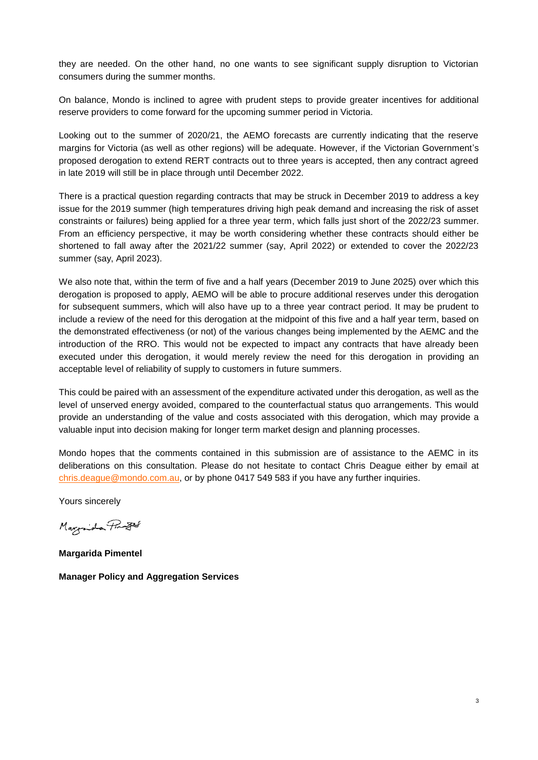they are needed. On the other hand, no one wants to see significant supply disruption to Victorian consumers during the summer months.

On balance, Mondo is inclined to agree with prudent steps to provide greater incentives for additional reserve providers to come forward for the upcoming summer period in Victoria.

Looking out to the summer of 2020/21, the AEMO forecasts are currently indicating that the reserve margins for Victoria (as well as other regions) will be adequate. However, if the Victorian Government's proposed derogation to extend RERT contracts out to three years is accepted, then any contract agreed in late 2019 will still be in place through until December 2022.

There is a practical question regarding contracts that may be struck in December 2019 to address a key issue for the 2019 summer (high temperatures driving high peak demand and increasing the risk of asset constraints or failures) being applied for a three year term, which falls just short of the 2022/23 summer. From an efficiency perspective, it may be worth considering whether these contracts should either be shortened to fall away after the 2021/22 summer (say, April 2022) or extended to cover the 2022/23 summer (say, April 2023).

We also note that, within the term of five and a half years (December 2019 to June 2025) over which this derogation is proposed to apply, AEMO will be able to procure additional reserves under this derogation for subsequent summers, which will also have up to a three year contract period. It may be prudent to include a review of the need for this derogation at the midpoint of this five and a half year term, based on the demonstrated effectiveness (or not) of the various changes being implemented by the AEMC and the introduction of the RRO. This would not be expected to impact any contracts that have already been executed under this derogation, it would merely review the need for this derogation in providing an acceptable level of reliability of supply to customers in future summers.

This could be paired with an assessment of the expenditure activated under this derogation, as well as the level of unserved energy avoided, compared to the counterfactual status quo arrangements. This would provide an understanding of the value and costs associated with this derogation, which may provide a valuable input into decision making for longer term market design and planning processes.

Mondo hopes that the comments contained in this submission are of assistance to the AEMC in its deliberations on this consultation. Please do not hesitate to contact Chris Deague either by email at chris.deague@mondo.com.au, or by phone 0417 549 583 if you have any further inquiries.

Yours sincerely

**Margarida Pimentel**

**Manager Policy and Aggregation Services**